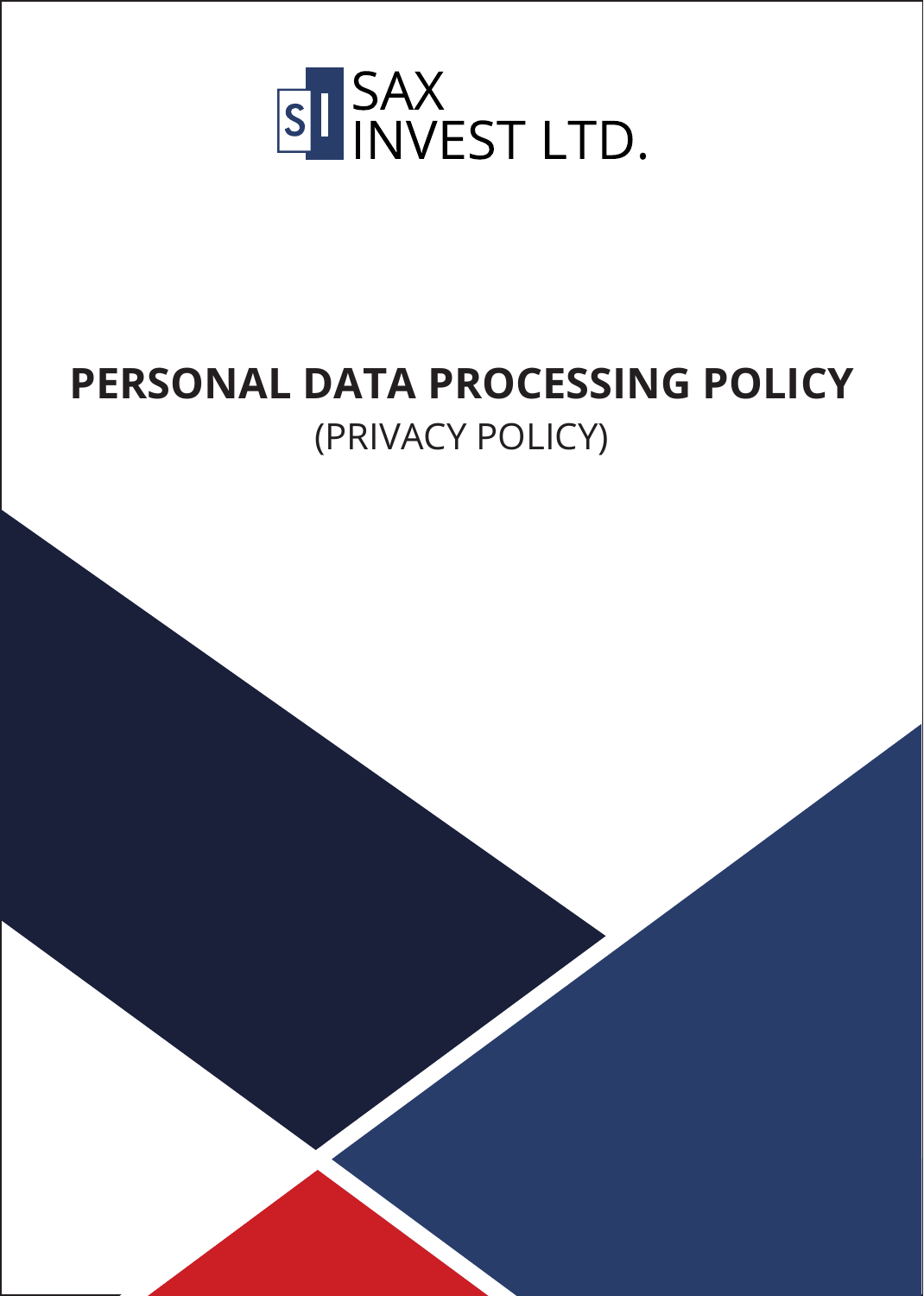SAX INVEST LTD.

# PERSONAL DATA PROCESSING POLICY

(PRIVACY POLICY)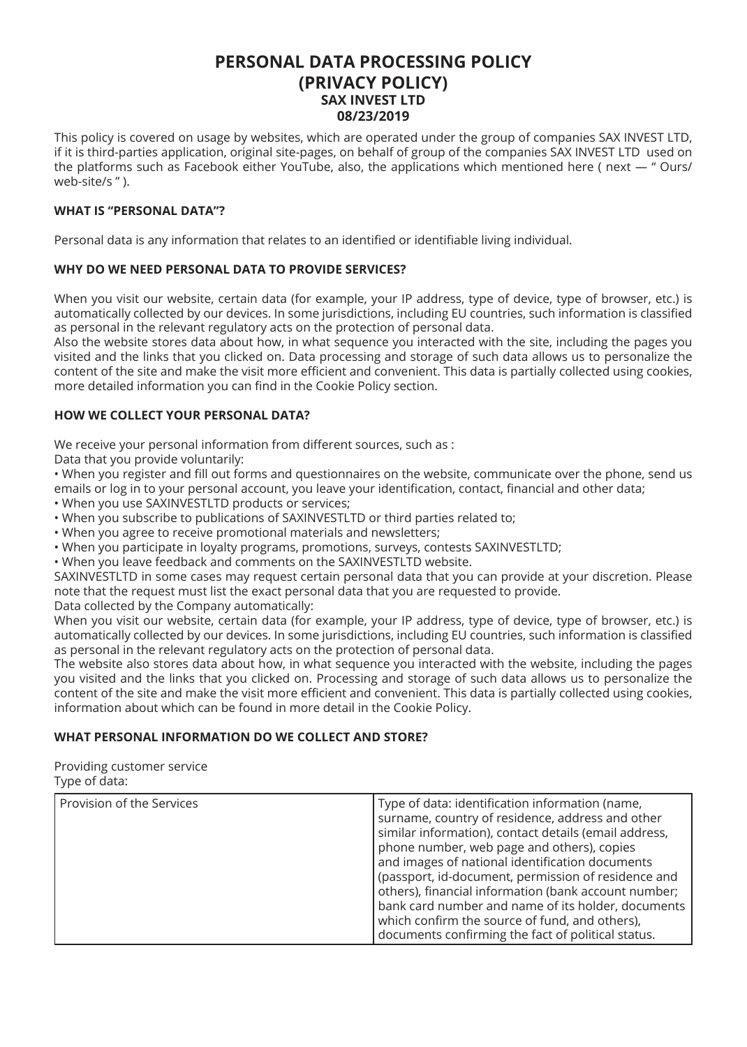# PERSONAL DATA PROCESSING POLICY
# (PRIVACY POLICY)
## SAX INVEST LTD
## 08/23/2019

This policy is covered on usage by websites, which are operated under the group of companies SAX INVEST LTD, if it is third-parties application, original site-pages, on behalf of group of the companies SAX INVEST LTD used on the platforms such as Facebook either YouTube, also, the applications which mentioned here ( next — " Ours/ web-site/s " ).

### WHAT IS "PERSONAL DATA"?

Personal data is any information that relates to an identified or identifiable living individual.

### WHY DO WE NEED PERSONAL DATA TO PROVIDE SERVICES?

When you visit our website, certain data (for example, your IP address, type of device, type of browser, etc.) is automatically collected by our devices. In some jurisdictions, including EU countries, such information is classified as personal in the relevant regulatory acts on the protection of personal data.

Also the website stores data about how, in what sequence you interacted with the site, including the pages you visited and the links that you clicked on. Data processing and storage of such data allows us to personalize the content of the site and make the visit more efficient and convenient. This data is partially collected using cookies, more detailed information you can find in the Cookie Policy section.

### HOW WE COLLECT YOUR PERSONAL DATA?

We receive your personal information from different sources, such as :

Data that you provide voluntarily:

- When you register and fill out forms and questionnaires on the website, communicate over the phone, send us emails or log in to your personal account, you leave your identification, contact, financial and other data;
- When you use SAXINVESTLTD products or services;
- When you subscribe to publications of SAXINVESTLTD or third parties related to;
- When you agree to receive promotional materials and newsletters;
- When you participate in loyalty programs, promotions, surveys, contests SAXINVESTLTD;
- When you leave feedback and comments on the SAXINVESTLTD website.

SAXINVESTLTD in some cases may request certain personal data that you can provide at your discretion. Please note that the request must list the exact personal data that you are requested to provide.

Data collected by the Company automatically:

When you visit our website, certain data (for example, your IP address, type of device, type of browser, etc.) is automatically collected by our devices. In some jurisdictions, including EU countries, such information is classified as personal in the relevant regulatory acts on the protection of personal data.

The website also stores data about how, in what sequence you interacted with the website, including the pages you visited and the links that you clicked on. Processing and storage of such data allows us to personalize the content of the site and make the visit more efficient and convenient. This data is partially collected using cookies, information about which can be found in more detail in the Cookie Policy.

### WHAT PERSONAL INFORMATION DO WE COLLECT AND STORE?

Providing customer service

Type of data:

| Provision of the Services | Type of data: identification information (name, surname, country of residence, address and other similar information), contact details (email address, phone number, web page and others), copies and images of national identification documents (passport, id-document, permission of residence and others), financial information (bank account number; bank card number and name of its holder, documents which confirm the source of fund, and others), documents confirming the fact of political status. |
|---|---|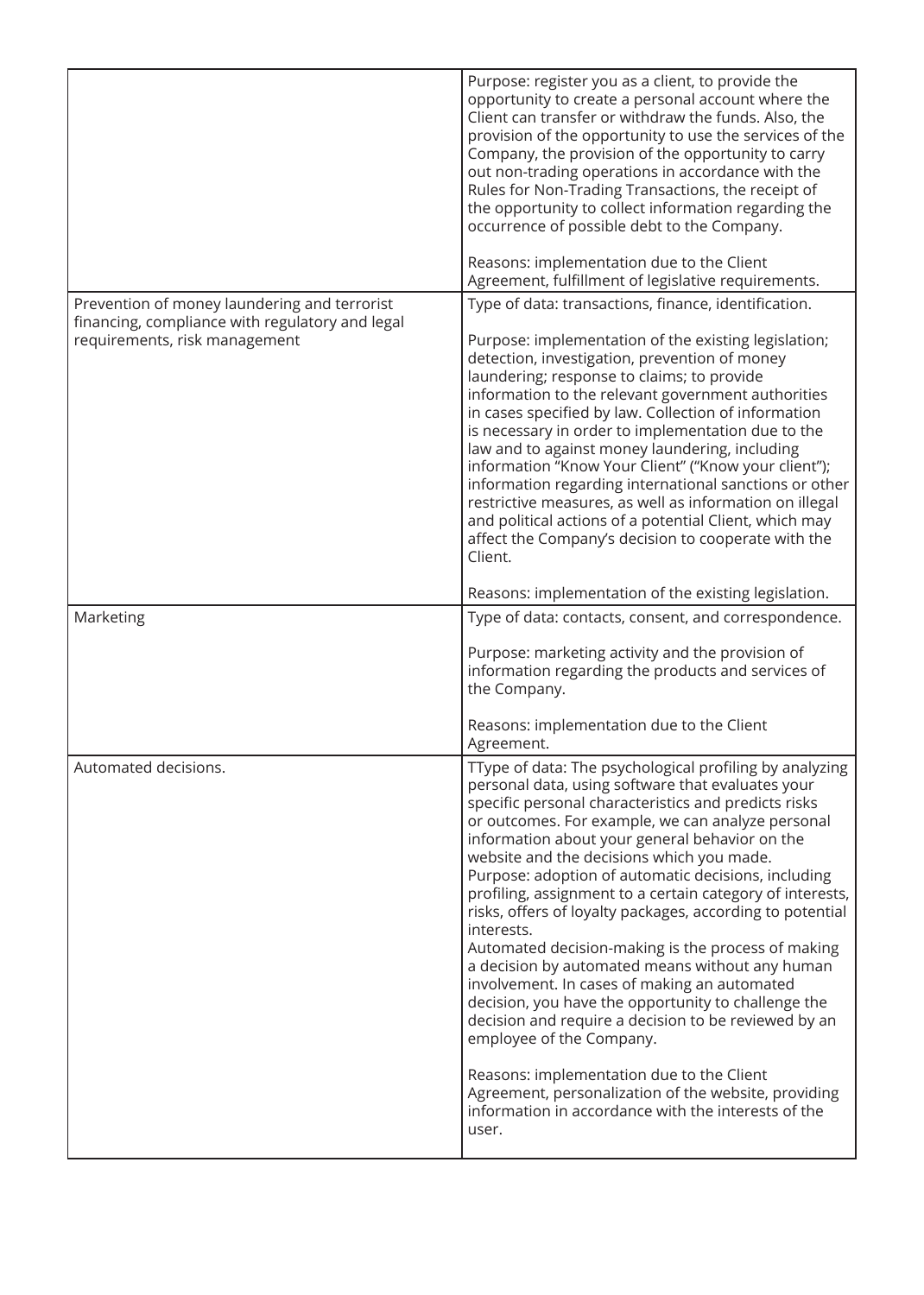| | |
|---|---|
| | Purpose: register you as a client, to provide the opportunity to create a personal account where the Client can transfer or withdraw the funds. Also, the provision of the opportunity to use the services of the Company, the provision of the opportunity to carry out non-trading operations in accordance with the Rules for Non-Trading Transactions, the receipt of the opportunity to collect information regarding the occurrence of possible debt to the Company.<br><br>Reasons: implementation due to the Client Agreement, fulfillment of legislative requirements. |
| Prevention of money laundering and terrorist financing, compliance with regulatory and legal requirements, risk management | Type of data: transactions, finance, identification.<br><br>Purpose: implementation of the existing legislation; detection, investigation, prevention of money laundering; response to claims; to provide information to the relevant government authorities in cases specified by law. Collection of information is necessary in order to implementation due to the law and to against money laundering, including information "Know Your Client" ("Know your client"); information regarding international sanctions or other restrictive measures, as well as information on illegal and political actions of a potential Client, which may affect the Company's decision to cooperate with the Client.<br><br>Reasons: implementation of the existing legislation. |
| Marketing | Type of data: contacts, consent, and correspondence.<br><br>Purpose: marketing activity and the provision of information regarding the products and services of the Company.<br><br>Reasons: implementation due to the Client Agreement. |
| Automated decisions. | TType of data: The psychological profiling by analyzing personal data, using software that evaluates your specific personal characteristics and predicts risks or outcomes. For example, we can analyze personal information about your general behavior on the website and the decisions which you made.<br>Purpose: adoption of automatic decisions, including profiling, assignment to a certain category of interests, risks, offers of loyalty packages, according to potential interests.<br>Automated decision-making is the process of making a decision by automated means without any human involvement. In cases of making an automated decision, you have the opportunity to challenge the decision and require a decision to be reviewed by an employee of the Company.<br><br>Reasons: implementation due to the Client Agreement, personalization of the website, providing information in accordance with the interests of the user. |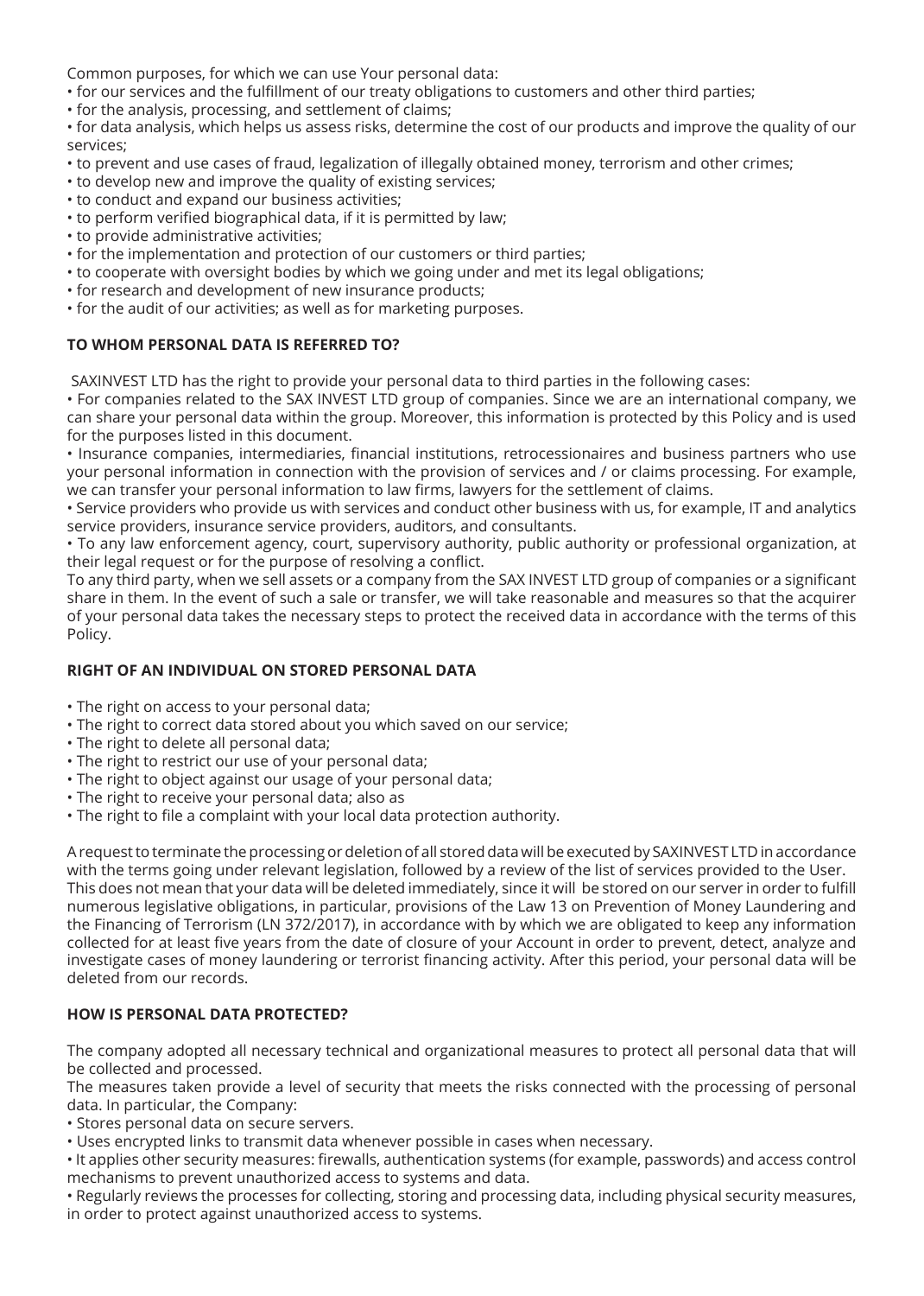Common purposes, for which we can use Your personal data:

- for our services and the fulfillment of our treaty obligations to customers and other third parties;
- for the analysis, processing, and settlement of claims;
- for data analysis, which helps us assess risks, determine the cost of our products and improve the quality of our services;
- to prevent and use cases of fraud, legalization of illegally obtained money, terrorism and other crimes;
- to develop new and improve the quality of existing services;
- to conduct and expand our business activities;
- to perform verified biographical data, if it is permitted by law;
- to provide administrative activities;
- for the implementation and protection of our customers or third parties;
- to cooperate with oversight bodies by which we going under and met its legal obligations;
- for research and development of new insurance products;
- for the audit of our activities; as well as for marketing purposes.

**TO WHOM PERSONAL DATA IS REFERRED TO?**

SAXINVEST LTD has the right to provide your personal data to third parties in the following cases:

- For companies related to the SAX INVEST LTD group of companies. Since we are an international company, we can share your personal data within the group. Moreover, this information is protected by this Policy and is used for the purposes listed in this document.
- Insurance companies, intermediaries, financial institutions, retrocessionaires and business partners who use your personal information in connection with the provision of services and / or claims processing. For example, we can transfer your personal information to law firms, lawyers for the settlement of claims.
- Service providers who provide us with services and conduct other business with us, for example, IT and analytics service providers, insurance service providers, auditors, and consultants.
- To any law enforcement agency, court, supervisory authority, public authority or professional organization, at their legal request or for the purpose of resolving a conflict.

To any third party, when we sell assets or a company from the SAX INVEST LTD group of companies or a significant share in them. In the event of such a sale or transfer, we will take reasonable and measures so that the acquirer of your personal data takes the necessary steps to protect the received data in accordance with the terms of this Policy.

**RIGHT OF AN INDIVIDUAL ON STORED PERSONAL DATA**

- The right on access to your personal data;
- The right to correct data stored about you which saved on our service;
- The right to delete all personal data;
- The right to restrict our use of your personal data;
- The right to object against our usage of your personal data;
- The right to receive your personal data; also as
- The right to file a complaint with your local data protection authority.

A request to terminate the processing or deletion of all stored data will be executed by SAXINVEST LTD in accordance with the terms going under relevant legislation, followed by a review of the list of services provided to the User.
This does not mean that your data will be deleted immediately, since it will be stored on our server in order to fulfill numerous legislative obligations, in particular, provisions of the Law 13 on Prevention of Money Laundering and the Financing of Terrorism (LN 372/2017), in accordance with by which we are obligated to keep any information collected for at least five years from the date of closure of your Account in order to prevent, detect, analyze and investigate cases of money laundering or terrorist financing activity. After this period, your personal data will be deleted from our records.

**HOW IS PERSONAL DATA PROTECTED?**

The company adopted all necessary technical and organizational measures to protect all personal data that will be collected and processed.
The measures taken provide a level of security that meets the risks connected with the processing of personal data. In particular, the Company:

- Stores personal data on secure servers.
- Uses encrypted links to transmit data whenever possible in cases when necessary.
- It applies other security measures: firewalls, authentication systems (for example, passwords) and access control mechanisms to prevent unauthorized access to systems and data.
- Regularly reviews the processes for collecting, storing and processing data, including physical security measures, in order to protect against unauthorized access to systems.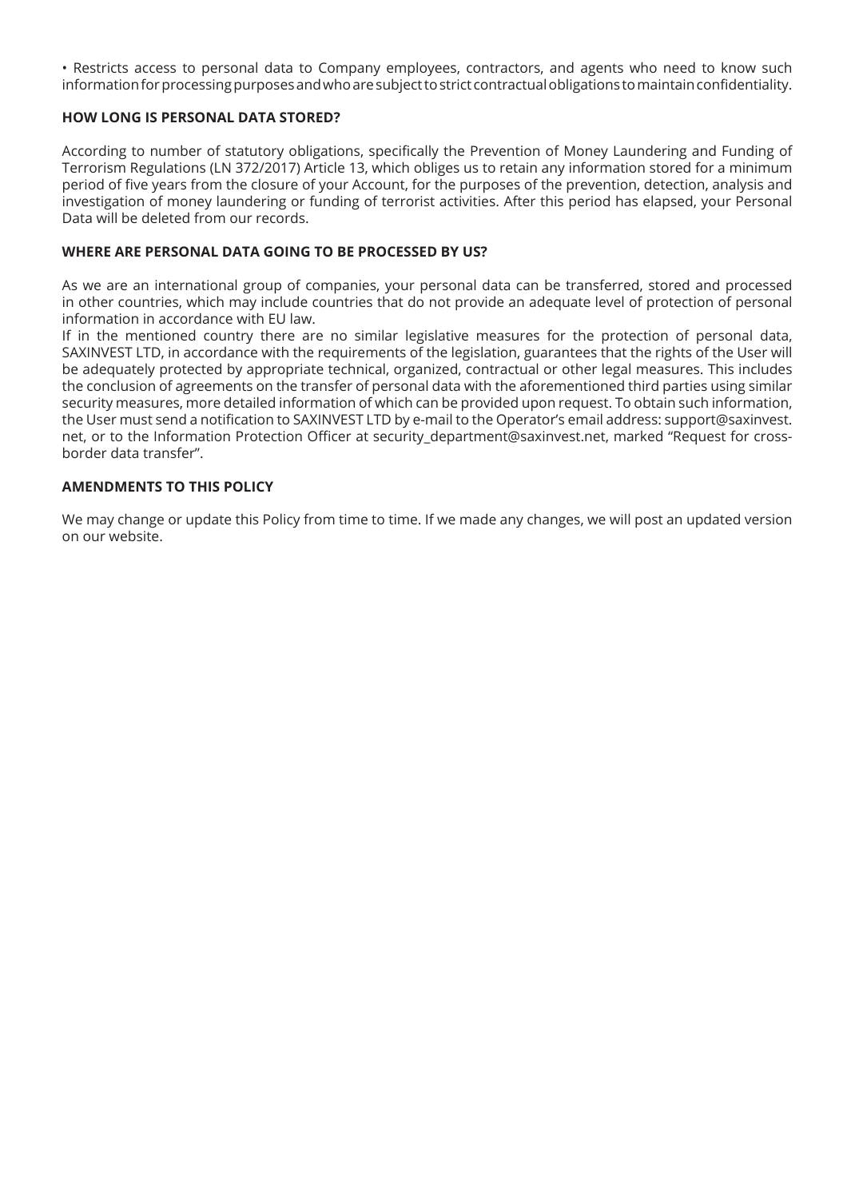• Restricts access to personal data to Company employees, contractors, and agents who need to know such information for processing purposes and who are subject to strict contractual obligations to maintain confidentiality.

**HOW LONG IS PERSONAL DATA STORED?**

According to number of statutory obligations, specifically the Prevention of Money Laundering and Funding of Terrorism Regulations (LN 372/2017) Article 13, which obliges us to retain any information stored for a minimum period of five years from the closure of your Account, for the purposes of the prevention, detection, analysis and investigation of money laundering or funding of terrorist activities. After this period has elapsed, your Personal Data will be deleted from our records.

**WHERE ARE PERSONAL DATA GOING TO BE PROCESSED BY US?**

As we are an international group of companies, your personal data can be transferred, stored and processed in other countries, which may include countries that do not provide an adequate level of protection of personal information in accordance with EU law.
If in the mentioned country there are no similar legislative measures for the protection of personal data, SAXINVEST LTD, in accordance with the requirements of the legislation, guarantees that the rights of the User will be adequately protected by appropriate technical, organized, contractual or other legal measures. This includes the conclusion of agreements on the transfer of personal data with the aforementioned third parties using similar security measures, more detailed information of which can be provided upon request. To obtain such information, the User must send a notification to SAXINVEST LTD by e-mail to the Operator's email address: support@saxinvest.net, or to the Information Protection Officer at security_department@saxinvest.net, marked "Request for cross-border data transfer".

**AMENDMENTS TO THIS POLICY**

We may change or update this Policy from time to time. If we made any changes, we will post an updated version on our website.